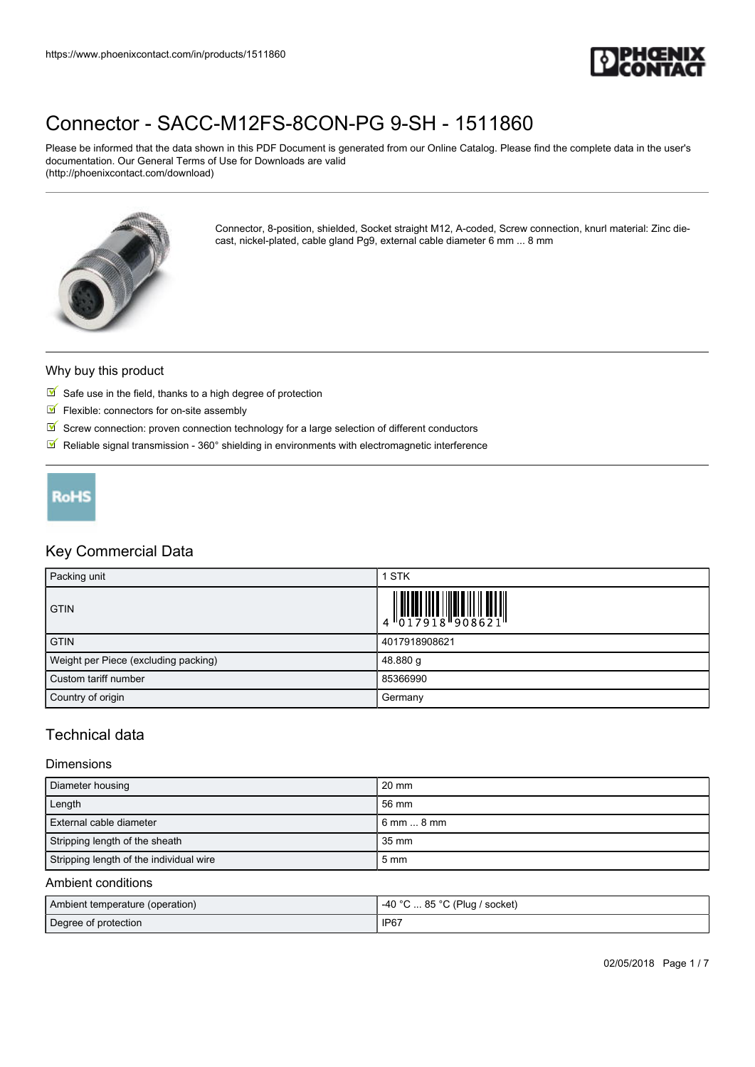# Connector - SACC-M12FS-8CON-PG 9-SH - 1511860

Please be informed that the data shown in this PDF Document is generated from our Online Catalog. Please find the complete data in the user's documentation. Our General Terms of Use for Downloads are valid
(http://phoenixcontact.com/download)

Connector, 8-position, shielded, Socket straight M12, A-coded, Screw connection, knurl material: Zinc die-cast, nickel-plated, cable gland Pg9, external cable diameter 6 mm ... 8 mm

## Why buy this product

- Safe use in the field, thanks to a high degree of protection
- Flexible: connectors for on-site assembly
- Screw connection: proven connection technology for a large selection of different conductors
- Reliable signal transmission - 360° shielding in environments with electromagnetic interference

RoHS

## Key Commercial Data

| Packing unit | 1 STK |
|---|---|
| GTIN | 4 017918 908621 |
| GTIN | 4017918908621 |
| Weight per Piece (excluding packing) | 48.880 g |
| Custom tariff number | 85366990 |
| Country of origin | Germany |

## Technical data

### Dimensions

| Diameter housing | 20 mm |
|---|---|
| Length | 56 mm |
| External cable diameter | 6 mm ... 8 mm |
| Stripping length of the sheath | 35 mm |
| Stripping length of the individual wire | 5 mm |

### Ambient conditions

| Ambient temperature (operation) | -40 °C ... 85 °C (Plug / socket) |
|---|---|
| Degree of protection | IP67 |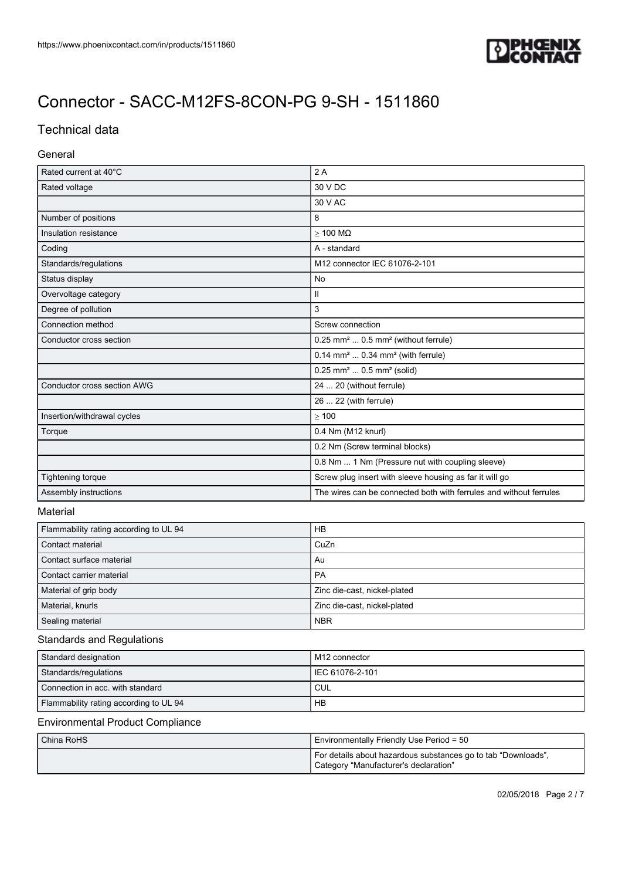# Connector - SACC-M12FS-8CON-PG 9-SH - 1511860

## Technical data

### General

| | |
|---|---|
| Rated current at 40°C | 2 A |
| Rated voltage | 30 V DC |
| | 30 V AC |
| Number of positions | 8 |
| Insulation resistance | ≥ 100 MΩ |
| Coding | A - standard |
| Standards/regulations | M12 connector IEC 61076-2-101 |
| Status display | No |
| Overvoltage category | II |
| Degree of pollution | 3 |
| Connection method | Screw connection |
| Conductor cross section | 0.25 mm² ... 0.5 mm² (without ferrule) |
| | 0.14 mm² ... 0.34 mm² (with ferrule) |
| | 0.25 mm² ... 0.5 mm² (solid) |
| Conductor cross section AWG | 24 ... 20 (without ferrule) |
| | 26 ... 22 (with ferrule) |
| Insertion/withdrawal cycles | ≥ 100 |
| Torque | 0.4 Nm (M12 knurl) |
| | 0.2 Nm (Screw terminal blocks) |
| | 0.8 Nm ... 1 Nm (Pressure nut with coupling sleeve) |
| Tightening torque | Screw plug insert with sleeve housing as far it will go |
| Assembly instructions | The wires can be connected both with ferrules and without ferrules |

### Material

| | |
|---|---|
| Flammability rating according to UL 94 | HB |
| Contact material | CuZn |
| Contact surface material | Au |
| Contact carrier material | PA |
| Material of grip body | Zinc die-cast, nickel-plated |
| Material, knurls | Zinc die-cast, nickel-plated |
| Sealing material | NBR |

### Standards and Regulations

| | |
|---|---|
| Standard designation | M12 connector |
| Standards/regulations | IEC 61076-2-101 |
| Connection in acc. with standard | CUL |
| Flammability rating according to UL 94 | HB |

### Environmental Product Compliance

| | |
|---|---|
| China RoHS | Environmentally Friendly Use Period = 50 |
| | For details about hazardous substances go to tab “Downloads”, Category “Manufacturer's declaration” |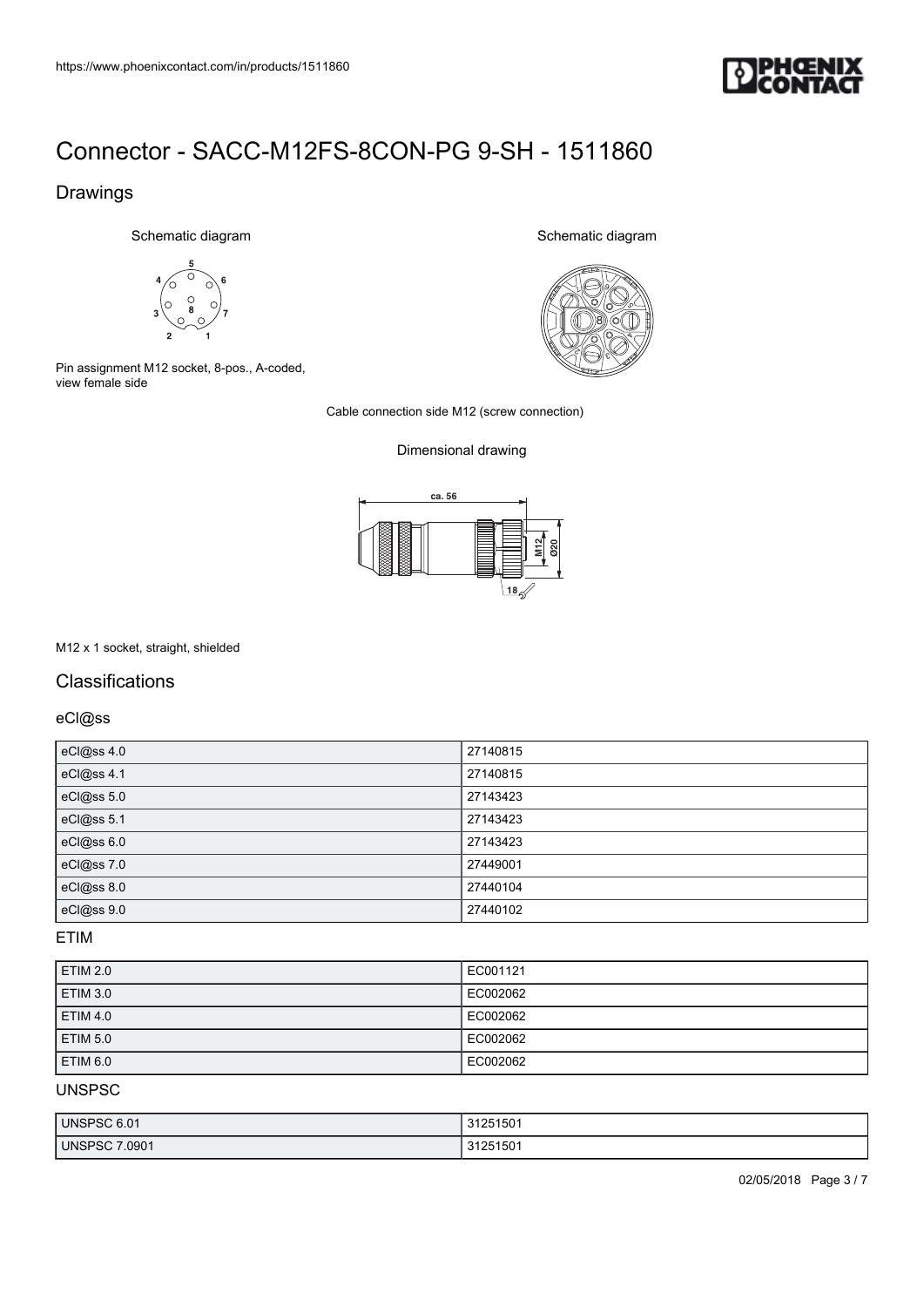# Connector - SACC-M12FS-8CON-PG 9-SH - 1511860

## Drawings

Schematic diagram

Pin assignment M12 socket, 8-pos., A-coded, view female side

Schematic diagram

Cable connection side M12 (screw connection)

Dimensional drawing

M12 x 1 socket, straight, shielded

## Classifications

### eCl@ss

| eCl@ss 4.0 | 27140815 |
|---|---|
| eCl@ss 4.1 | 27140815 |
| eCl@ss 5.0 | 27143423 |
| eCl@ss 5.1 | 27143423 |
| eCl@ss 6.0 | 27143423 |
| eCl@ss 7.0 | 27449001 |
| eCl@ss 8.0 | 27440104 |
| eCl@ss 9.0 | 27440102 |

### ETIM

| ETIM 2.0 | EC001121 |
|---|---|
| ETIM 3.0 | EC002062 |
| ETIM 4.0 | EC002062 |
| ETIM 5.0 | EC002062 |
| ETIM 6.0 | EC002062 |

### UNSPSC

| UNSPSC 6.01 | 31251501 |
|---|---|
| UNSPSC 7.0901 | 31251501 |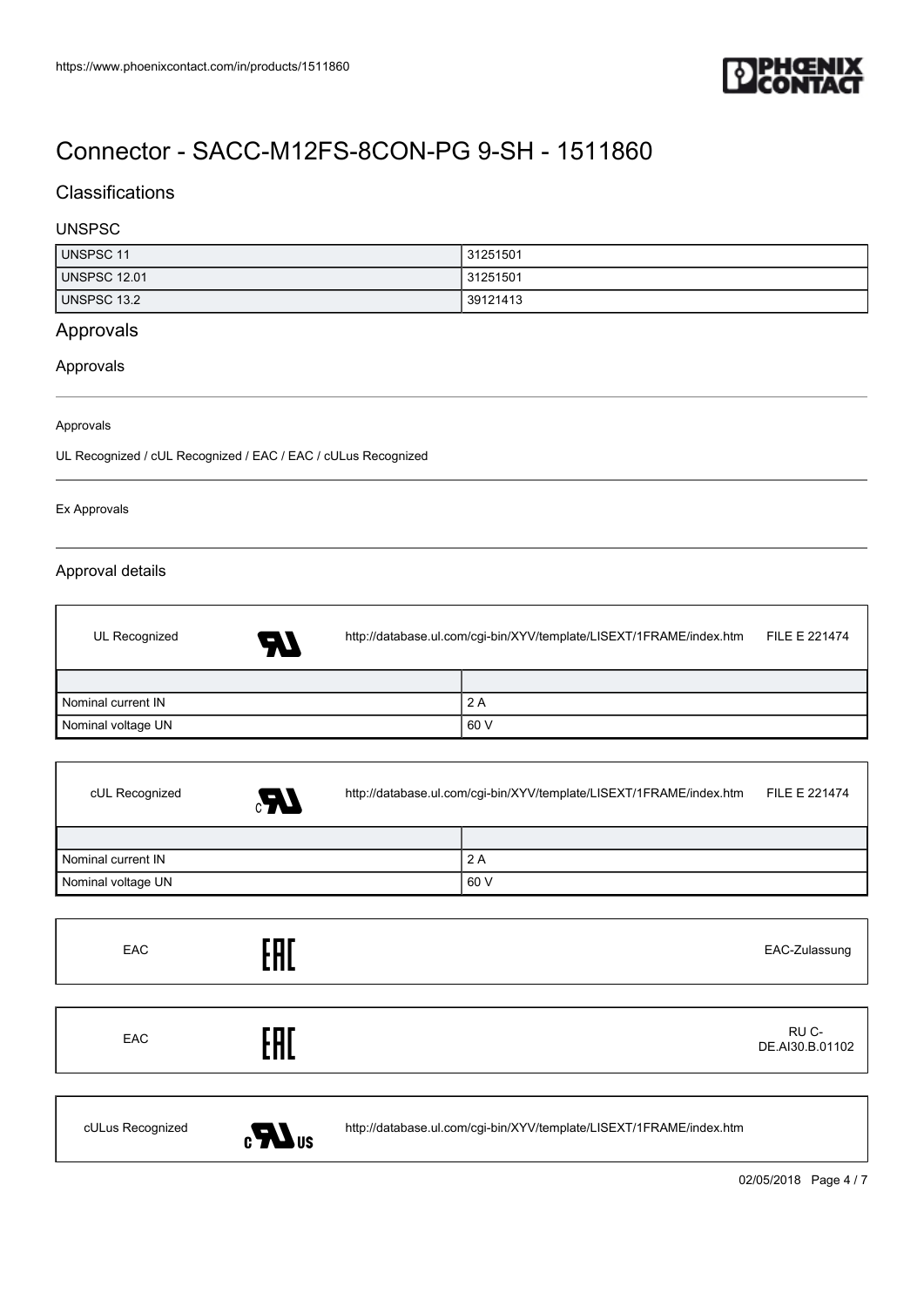# Connector - SACC-M12FS-8CON-PG 9-SH - 1511860

## Classifications

### UNSPSC

| UNSPSC 11 | 31251501 |
| --- | --- |
| UNSPSC 12.01 | 31251501 |
| UNSPSC 13.2 | 39121413 |

## Approvals

### Approvals

Approvals

UL Recognized / cUL Recognized / EAC / EAC / cULus Recognized

Ex Approvals

### Approval details

| UL Recognized | http://database.ul.com/cgi-bin/XYV/template/LISEXT/1FRAME/index.htm | FILE E 221474 |
| --- | --- | --- |

| | |
| --- | --- |
| Nominal current IN | 2 A |
| Nominal voltage UN | 60 V |

| cUL Recognized | http://database.ul.com/cgi-bin/XYV/template/LISEXT/1FRAME/index.htm | FILE E 221474 |
| --- | --- | --- |

| | |
| --- | --- |
| Nominal current IN | 2 A |
| Nominal voltage UN | 60 V |

| EAC | EAC-Zulassung |
| --- | --- |

| EAC | RU C-DE.AI30.B.01102 |
| --- | --- |

| cULus Recognized | http://database.ul.com/cgi-bin/XYV/template/LISEXT/1FRAME/index.htm |
| --- | --- |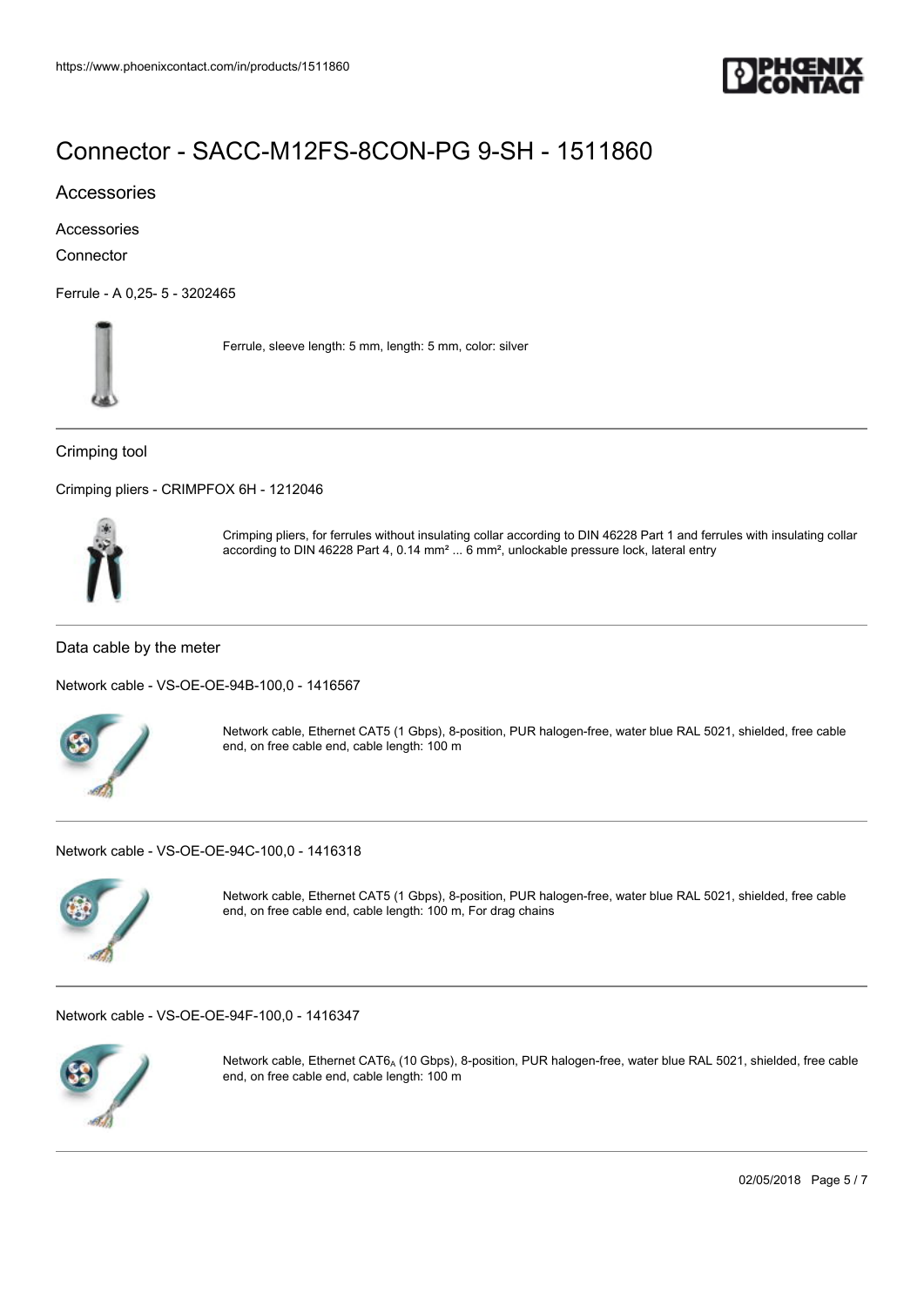# Connector - SACC-M12FS-8CON-PG 9-SH - 1511860

## Accessories

### Accessories

Connector

Ferrule - A 0,25- 5 - 3202465

Ferrule, sleeve length: 5 mm, length: 5 mm, color: silver

---

Crimping tool

Crimping pliers - CRIMPFOX 6H - 1212046

Crimping pliers, for ferrules without insulating collar according to DIN 46228 Part 1 and ferrules with insulating collar according to DIN 46228 Part 4, 0.14 mm² ... 6 mm², unlockable pressure lock, lateral entry

---

Data cable by the meter

Network cable - VS-OE-OE-94B-100,0 - 1416567

Network cable, Ethernet CAT5 (1 Gbps), 8-position, PUR halogen-free, water blue RAL 5021, shielded, free cable end, on free cable end, cable length: 100 m

---

Network cable - VS-OE-OE-94C-100,0 - 1416318

Network cable, Ethernet CAT5 (1 Gbps), 8-position, PUR halogen-free, water blue RAL 5021, shielded, free cable end, on free cable end, cable length: 100 m, For drag chains

---

Network cable - VS-OE-OE-94F-100,0 - 1416347

Network cable, Ethernet $CAT6_A$ (10 Gbps), 8-position, PUR halogen-free, water blue RAL 5021, shielded, free cable end, on free cable end, cable length: 100 m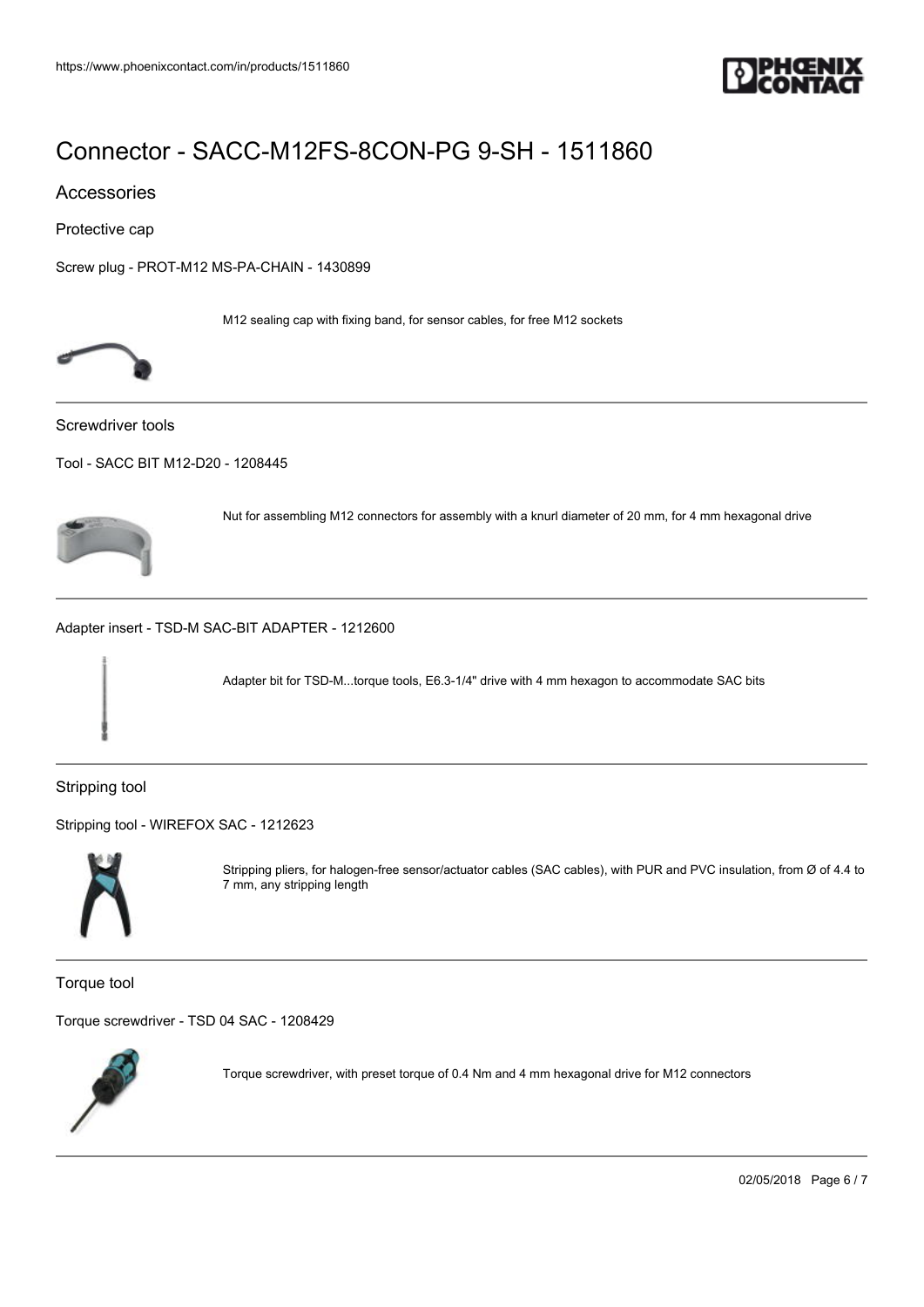# Connector - SACC-M12FS-8CON-PG 9-SH - 1511860

## Accessories

### Protective cap

Screw plug - PROT-M12 MS-PA-CHAIN - 1430899

M12 sealing cap with fixing band, for sensor cables, for free M12 sockets

---

### Screwdriver tools

Tool - SACC BIT M12-D20 - 1208445

Nut for assembling M12 connectors for assembly with a knurl diameter of 20 mm, for 4 mm hexagonal drive

---

Adapter insert - TSD-M SAC-BIT ADAPTER - 1212600

Adapter bit for TSD-M...torque tools, E6.3-1/4" drive with 4 mm hexagon to accommodate SAC bits

---

### Stripping tool

Stripping tool - WIREFOX SAC - 1212623

Stripping pliers, for halogen-free sensor/actuator cables (SAC cables), with PUR and PVC insulation, from Ø of 4.4 to 7 mm, any stripping length

---

### Torque tool

Torque screwdriver - TSD 04 SAC - 1208429

Torque screwdriver, with preset torque of 0.4 Nm and 4 mm hexagonal drive for M12 connectors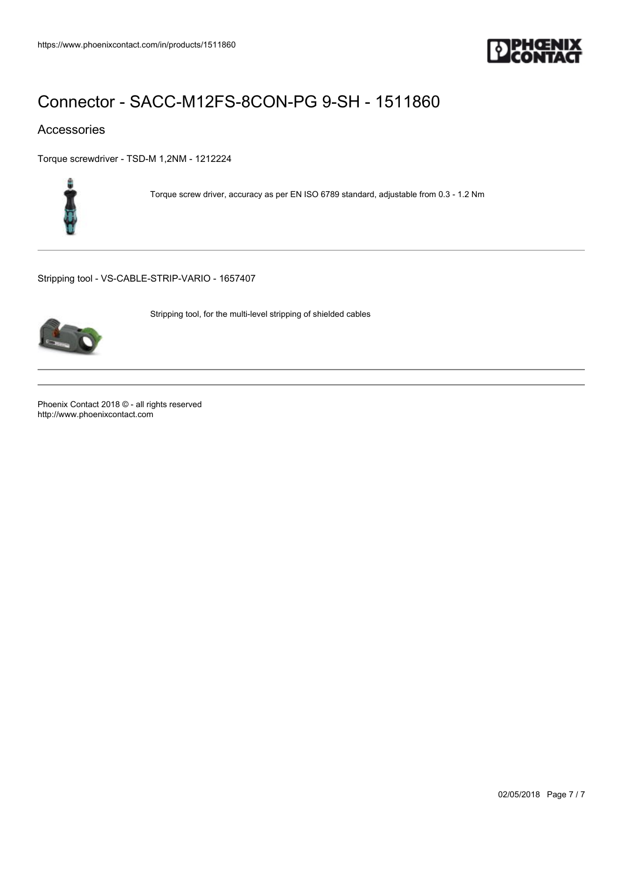# Connector - SACC-M12FS-8CON-PG 9-SH - 1511860

## Accessories

Torque screwdriver - TSD-M 1,2NM - 1212224

Torque screw driver, accuracy as per EN ISO 6789 standard, adjustable from 0.3 - 1.2 Nm

---

Stripping tool - VS-CABLE-STRIP-VARIO - 1657407

Stripping tool, for the multi-level stripping of shielded cables

---

Phoenix Contact 2018 © - all rights reserved
http://www.phoenixcontact.com